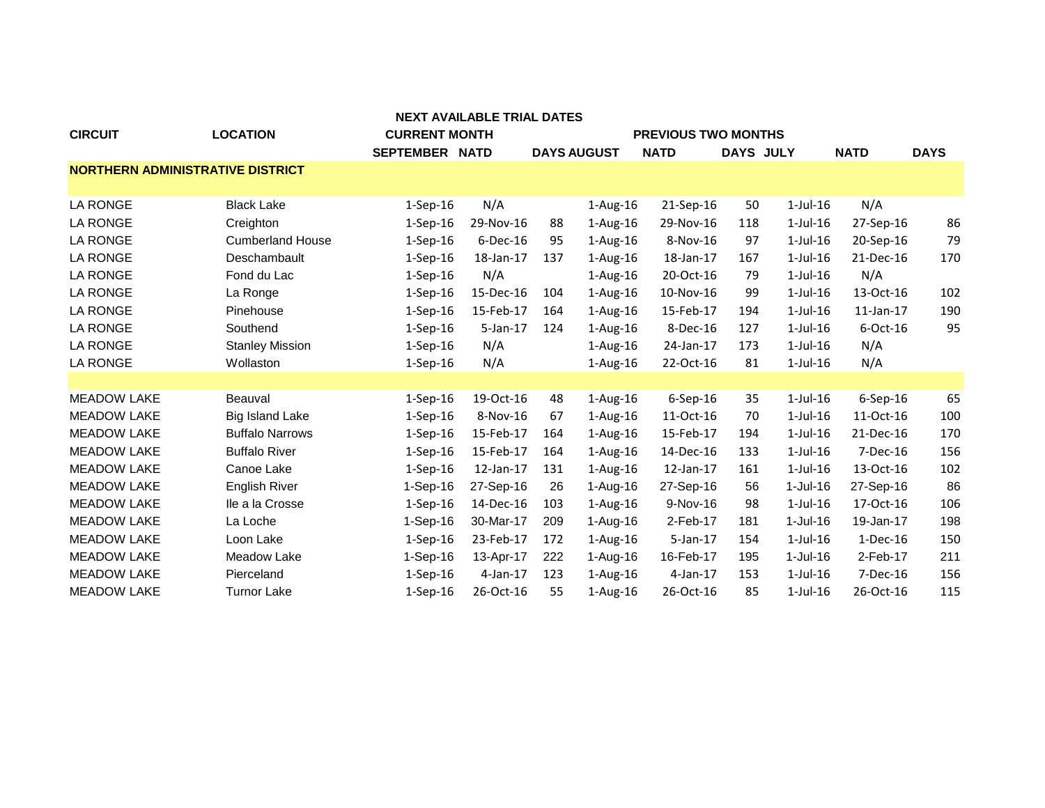| CIRCUIT | LOCATION | NEXT AVAILABLE TRIAL DATES | | | | | | | | |
|---|---|---|---|---|---|---|---|---|---|---|
| | | CURRENT MONTH | | | PREVIOUS TWO MONTHS | | | | | |
| | | SEPTEMBER | NATD | DAYS | AUGUST | NATD | DAYS | JULY | NATD | DAYS |
| **NORTHERN ADMINISTRATIVE DISTRICT** | | | | | | | | | | |
| LA RONGE | Black Lake | 1-Sep-16 | N/A | | 1-Aug-16 | 21-Sep-16 | 50 | 1-Jul-16 | N/A | |
| LA RONGE | Creighton | 1-Sep-16 | 29-Nov-16 | 88 | 1-Aug-16 | 29-Nov-16 | 118 | 1-Jul-16 | 27-Sep-16 | 86 |
| LA RONGE | Cumberland House | 1-Sep-16 | 6-Dec-16 | 95 | 1-Aug-16 | 8-Nov-16 | 97 | 1-Jul-16 | 20-Sep-16 | 79 |
| LA RONGE | Deschambault | 1-Sep-16 | 18-Jan-17 | 137 | 1-Aug-16 | 18-Jan-17 | 167 | 1-Jul-16 | 21-Dec-16 | 170 |
| LA RONGE | Fond du Lac | 1-Sep-16 | N/A | | 1-Aug-16 | 20-Oct-16 | 79 | 1-Jul-16 | N/A | |
| LA RONGE | La Ronge | 1-Sep-16 | 15-Dec-16 | 104 | 1-Aug-16 | 10-Nov-16 | 99 | 1-Jul-16 | 13-Oct-16 | 102 |
| LA RONGE | Pinehouse | 1-Sep-16 | 15-Feb-17 | 164 | 1-Aug-16 | 15-Feb-17 | 194 | 1-Jul-16 | 11-Jan-17 | 190 |
| LA RONGE | Southend | 1-Sep-16 | 5-Jan-17 | 124 | 1-Aug-16 | 8-Dec-16 | 127 | 1-Jul-16 | 6-Oct-16 | 95 |
| LA RONGE | Stanley Mission | 1-Sep-16 | N/A | | 1-Aug-16 | 24-Jan-17 | 173 | 1-Jul-16 | N/A | |
| LA RONGE | Wollaston | 1-Sep-16 | N/A | | 1-Aug-16 | 22-Oct-16 | 81 | 1-Jul-16 | N/A | |
| | | | | | | | | | | |
| MEADOW LAKE | Beauval | 1-Sep-16 | 19-Oct-16 | 48 | 1-Aug-16 | 6-Sep-16 | 35 | 1-Jul-16 | 6-Sep-16 | 65 |
| MEADOW LAKE | Big Island Lake | 1-Sep-16 | 8-Nov-16 | 67 | 1-Aug-16 | 11-Oct-16 | 70 | 1-Jul-16 | 11-Oct-16 | 100 |
| MEADOW LAKE | Buffalo Narrows | 1-Sep-16 | 15-Feb-17 | 164 | 1-Aug-16 | 15-Feb-17 | 194 | 1-Jul-16 | 21-Dec-16 | 170 |
| MEADOW LAKE | Buffalo River | 1-Sep-16 | 15-Feb-17 | 164 | 1-Aug-16 | 14-Dec-16 | 133 | 1-Jul-16 | 7-Dec-16 | 156 |
| MEADOW LAKE | Canoe Lake | 1-Sep-16 | 12-Jan-17 | 131 | 1-Aug-16 | 12-Jan-17 | 161 | 1-Jul-16 | 13-Oct-16 | 102 |
| MEADOW LAKE | English River | 1-Sep-16 | 27-Sep-16 | 26 | 1-Aug-16 | 27-Sep-16 | 56 | 1-Jul-16 | 27-Sep-16 | 86 |
| MEADOW LAKE | Ile a la Crosse | 1-Sep-16 | 14-Dec-16 | 103 | 1-Aug-16 | 9-Nov-16 | 98 | 1-Jul-16 | 17-Oct-16 | 106 |
| MEADOW LAKE | La Loche | 1-Sep-16 | 30-Mar-17 | 209 | 1-Aug-16 | 2-Feb-17 | 181 | 1-Jul-16 | 19-Jan-17 | 198 |
| MEADOW LAKE | Loon Lake | 1-Sep-16 | 23-Feb-17 | 172 | 1-Aug-16 | 5-Jan-17 | 154 | 1-Jul-16 | 1-Dec-16 | 150 |
| MEADOW LAKE | Meadow Lake | 1-Sep-16 | 13-Apr-17 | 222 | 1-Aug-16 | 16-Feb-17 | 195 | 1-Jul-16 | 2-Feb-17 | 211 |
| MEADOW LAKE | Pierceland | 1-Sep-16 | 4-Jan-17 | 123 | 1-Aug-16 | 4-Jan-17 | 153 | 1-Jul-16 | 7-Dec-16 | 156 |
| MEADOW LAKE | Turnor Lake | 1-Sep-16 | 26-Oct-16 | 55 | 1-Aug-16 | 26-Oct-16 | 85 | 1-Jul-16 | 26-Oct-16 | 115 |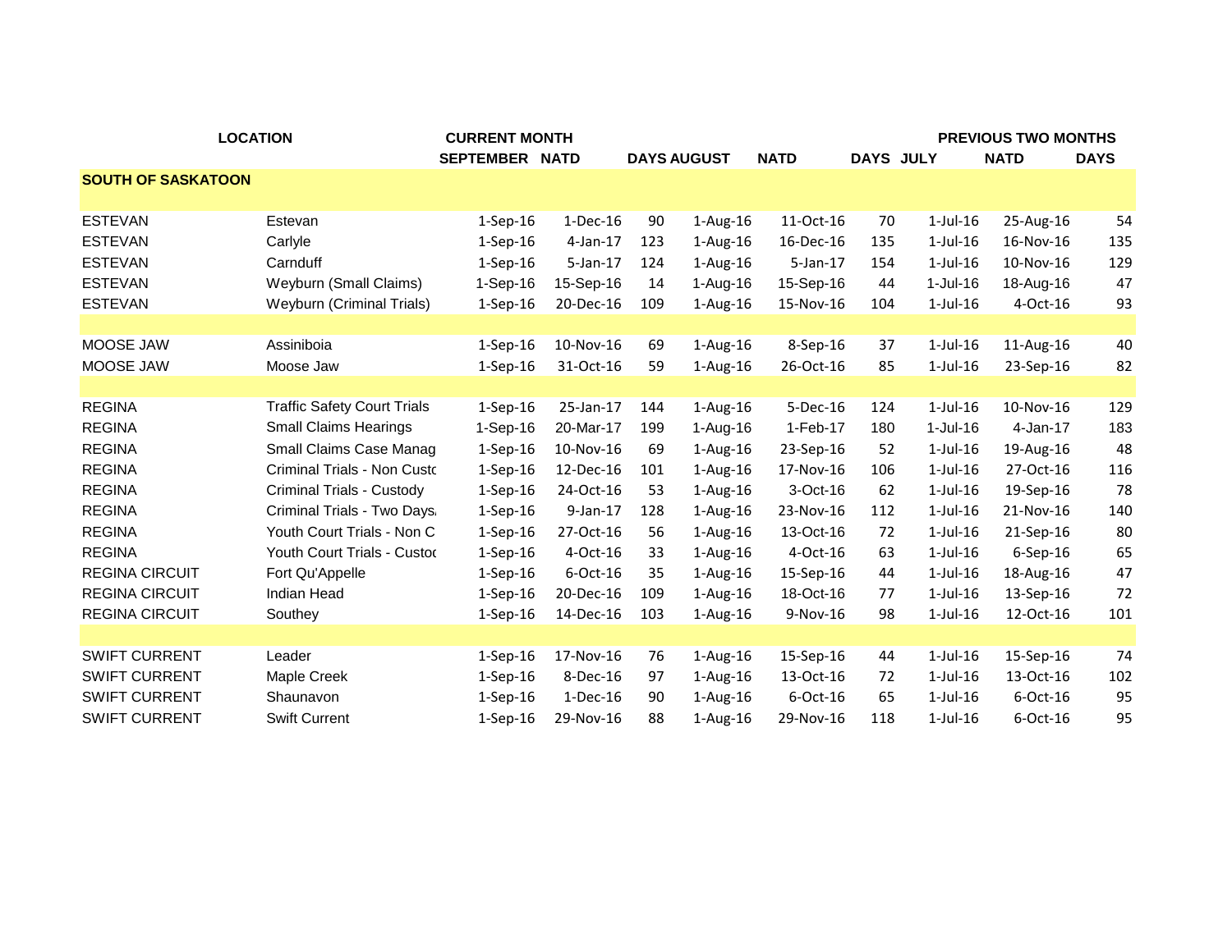| LOCATION | | CURRENT MONTH | | | PREVIOUS TWO MONTHS | | | | | |
|---|---|---|---|---|---|---|---|---|---|---|
| | | SEPTEMBER | NATD | DAYS | AUGUST | NATD | DAYS | JULY | NATD | DAYS |
| **SOUTH OF SASKATOON** | | | | | | | | | | |
| ESTEVAN | Estevan | 1-Sep-16 | 1-Dec-16 | 90 | 1-Aug-16 | 11-Oct-16 | 70 | 1-Jul-16 | 25-Aug-16 | 54 |
| ESTEVAN | Carlyle | 1-Sep-16 | 4-Jan-17 | 123 | 1-Aug-16 | 16-Dec-16 | 135 | 1-Jul-16 | 16-Nov-16 | 135 |
| ESTEVAN | Carnduff | 1-Sep-16 | 5-Jan-17 | 124 | 1-Aug-16 | 5-Jan-17 | 154 | 1-Jul-16 | 10-Nov-16 | 129 |
| ESTEVAN | Weyburn (Small Claims) | 1-Sep-16 | 15-Sep-16 | 14 | 1-Aug-16 | 15-Sep-16 | 44 | 1-Jul-16 | 18-Aug-16 | 47 |
| ESTEVAN | Weyburn (Criminal Trials) | 1-Sep-16 | 20-Dec-16 | 109 | 1-Aug-16 | 15-Nov-16 | 104 | 1-Jul-16 | 4-Oct-16 | 93 |
| | | | | | | | | | | |
| MOOSE JAW | Assiniboia | 1-Sep-16 | 10-Nov-16 | 69 | 1-Aug-16 | 8-Sep-16 | 37 | 1-Jul-16 | 11-Aug-16 | 40 |
| MOOSE JAW | Moose Jaw | 1-Sep-16 | 31-Oct-16 | 59 | 1-Aug-16 | 26-Oct-16 | 85 | 1-Jul-16 | 23-Sep-16 | 82 |
| | | | | | | | | | | |
| REGINA | Traffic Safety Court Trials | 1-Sep-16 | 25-Jan-17 | 144 | 1-Aug-16 | 5-Dec-16 | 124 | 1-Jul-16 | 10-Nov-16 | 129 |
| REGINA | Small Claims Hearings | 1-Sep-16 | 20-Mar-17 | 199 | 1-Aug-16 | 1-Feb-17 | 180 | 1-Jul-16 | 4-Jan-17 | 183 |
| REGINA | Small Claims Case Manag | 1-Sep-16 | 10-Nov-16 | 69 | 1-Aug-16 | 23-Sep-16 | 52 | 1-Jul-16 | 19-Aug-16 | 48 |
| REGINA | Criminal Trials - Non Custc | 1-Sep-16 | 12-Dec-16 | 101 | 1-Aug-16 | 17-Nov-16 | 106 | 1-Jul-16 | 27-Oct-16 | 116 |
| REGINA | Criminal Trials - Custody | 1-Sep-16 | 24-Oct-16 | 53 | 1-Aug-16 | 3-Oct-16 | 62 | 1-Jul-16 | 19-Sep-16 | 78 |
| REGINA | Criminal Trials - Two Days | 1-Sep-16 | 9-Jan-17 | 128 | 1-Aug-16 | 23-Nov-16 | 112 | 1-Jul-16 | 21-Nov-16 | 140 |
| REGINA | Youth Court Trials - Non C | 1-Sep-16 | 27-Oct-16 | 56 | 1-Aug-16 | 13-Oct-16 | 72 | 1-Jul-16 | 21-Sep-16 | 80 |
| REGINA | Youth Court Trials - Custoc | 1-Sep-16 | 4-Oct-16 | 33 | 1-Aug-16 | 4-Oct-16 | 63 | 1-Jul-16 | 6-Sep-16 | 65 |
| REGINA CIRCUIT | Fort Qu'Appelle | 1-Sep-16 | 6-Oct-16 | 35 | 1-Aug-16 | 15-Sep-16 | 44 | 1-Jul-16 | 18-Aug-16 | 47 |
| REGINA CIRCUIT | Indian Head | 1-Sep-16 | 20-Dec-16 | 109 | 1-Aug-16 | 18-Oct-16 | 77 | 1-Jul-16 | 13-Sep-16 | 72 |
| REGINA CIRCUIT | Southey | 1-Sep-16 | 14-Dec-16 | 103 | 1-Aug-16 | 9-Nov-16 | 98 | 1-Jul-16 | 12-Oct-16 | 101 |
| | | | | | | | | | | |
| SWIFT CURRENT | Leader | 1-Sep-16 | 17-Nov-16 | 76 | 1-Aug-16 | 15-Sep-16 | 44 | 1-Jul-16 | 15-Sep-16 | 74 |
| SWIFT CURRENT | Maple Creek | 1-Sep-16 | 8-Dec-16 | 97 | 1-Aug-16 | 13-Oct-16 | 72 | 1-Jul-16 | 13-Oct-16 | 102 |
| SWIFT CURRENT | Shaunavon | 1-Sep-16 | 1-Dec-16 | 90 | 1-Aug-16 | 6-Oct-16 | 65 | 1-Jul-16 | 6-Oct-16 | 95 |
| SWIFT CURRENT | Swift Current | 1-Sep-16 | 29-Nov-16 | 88 | 1-Aug-16 | 29-Nov-16 | 118 | 1-Jul-16 | 6-Oct-16 | 95 |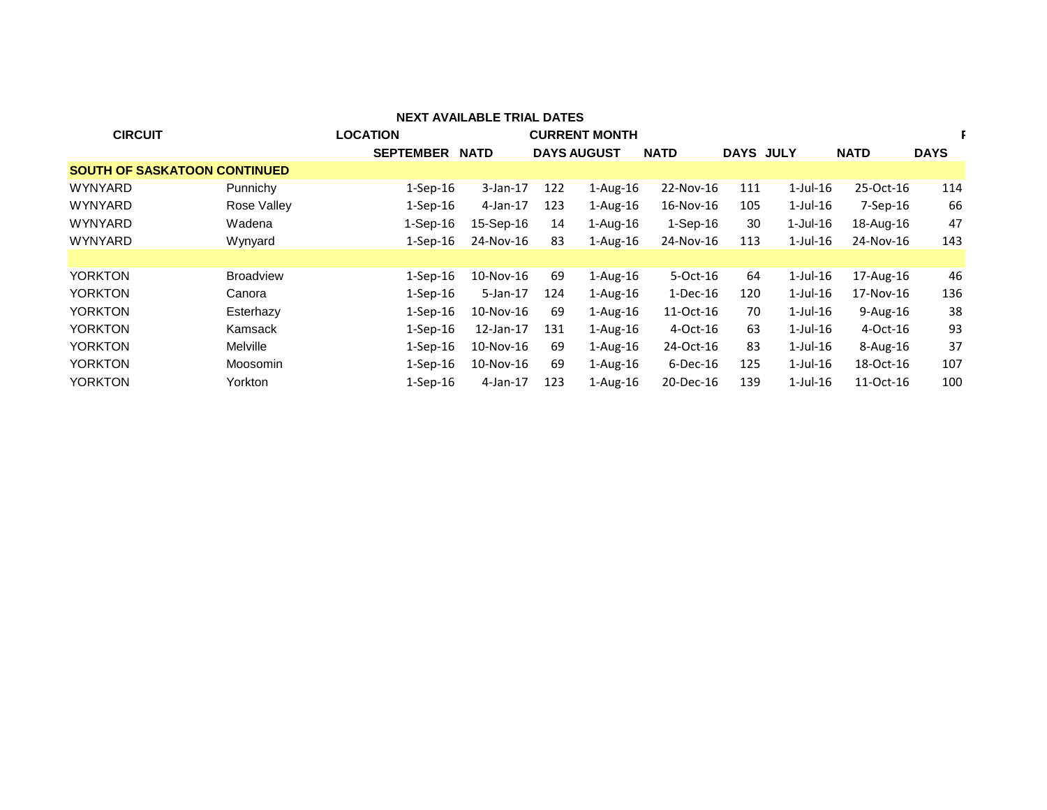| NEXT AVAILABLE TRIAL DATES | | | | | | | | | | |
|---|---|---|---|---|---|---|---|---|---|---|
| CIRCUIT | LOCATION | CURRENT MONTH | | | | | | | | F |
| | | SEPTEMBER | NATD | DAYS | AUGUST | NATD | DAYS | JULY | NATD | DAYS |
| **SOUTH OF SASKATOON CONTINUED** | | | | | | | | | | |
| WYNYARD | Punnichy | 1-Sep-16 | 3-Jan-17 | 122 | 1-Aug-16 | 22-Nov-16 | 111 | 1-Jul-16 | 25-Oct-16 | 114 |
| WYNYARD | Rose Valley | 1-Sep-16 | 4-Jan-17 | 123 | 1-Aug-16 | 16-Nov-16 | 105 | 1-Jul-16 | 7-Sep-16 | 66 |
| WYNYARD | Wadena | 1-Sep-16 | 15-Sep-16 | 14 | 1-Aug-16 | 1-Sep-16 | 30 | 1-Jul-16 | 18-Aug-16 | 47 |
| WYNYARD | Wynyard | 1-Sep-16 | 24-Nov-16 | 83 | 1-Aug-16 | 24-Nov-16 | 113 | 1-Jul-16 | 24-Nov-16 | 143 |
| | | | | | | | | | | |
| YORKTON | Broadview | 1-Sep-16 | 10-Nov-16 | 69 | 1-Aug-16 | 5-Oct-16 | 64 | 1-Jul-16 | 17-Aug-16 | 46 |
| YORKTON | Canora | 1-Sep-16 | 5-Jan-17 | 124 | 1-Aug-16 | 1-Dec-16 | 120 | 1-Jul-16 | 17-Nov-16 | 136 |
| YORKTON | Esterhazy | 1-Sep-16 | 10-Nov-16 | 69 | 1-Aug-16 | 11-Oct-16 | 70 | 1-Jul-16 | 9-Aug-16 | 38 |
| YORKTON | Kamsack | 1-Sep-16 | 12-Jan-17 | 131 | 1-Aug-16 | 4-Oct-16 | 63 | 1-Jul-16 | 4-Oct-16 | 93 |
| YORKTON | Melville | 1-Sep-16 | 10-Nov-16 | 69 | 1-Aug-16 | 24-Oct-16 | 83 | 1-Jul-16 | 8-Aug-16 | 37 |
| YORKTON | Moosomin | 1-Sep-16 | 10-Nov-16 | 69 | 1-Aug-16 | 6-Dec-16 | 125 | 1-Jul-16 | 18-Oct-16 | 107 |
| YORKTON | Yorkton | 1-Sep-16 | 4-Jan-17 | 123 | 1-Aug-16 | 20-Dec-16 | 139 | 1-Jul-16 | 11-Oct-16 | 100 |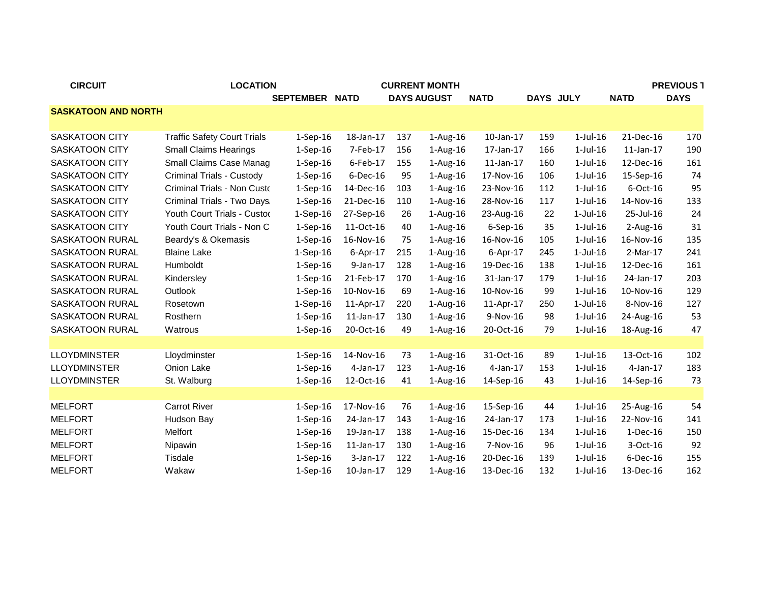| CIRCUIT | LOCATION | CURRENT MONTH | | | | | | PREVIOUS T | | |
|---|---|---|---|---|---|---|---|---|---|---|
| | | SEPTEMBER | NATD | DAYS | AUGUST | NATD | DAYS | JULY | NATD | DAYS |
| **SASKATOON AND NORTH** | | | | | | | | | | |
| SASKATOON CITY | Traffic Safety Court Trials | 1-Sep-16 | 18-Jan-17 | 137 | 1-Aug-16 | 10-Jan-17 | 159 | 1-Jul-16 | 21-Dec-16 | 170 |
| SASKATOON CITY | Small Claims Hearings | 1-Sep-16 | 7-Feb-17 | 156 | 1-Aug-16 | 17-Jan-17 | 166 | 1-Jul-16 | 11-Jan-17 | 190 |
| SASKATOON CITY | Small Claims Case Manag | 1-Sep-16 | 6-Feb-17 | 155 | 1-Aug-16 | 11-Jan-17 | 160 | 1-Jul-16 | 12-Dec-16 | 161 |
| SASKATOON CITY | Criminal Trials - Custody | 1-Sep-16 | 6-Dec-16 | 95 | 1-Aug-16 | 17-Nov-16 | 106 | 1-Jul-16 | 15-Sep-16 | 74 |
| SASKATOON CITY | Criminal Trials - Non Custo | 1-Sep-16 | 14-Dec-16 | 103 | 1-Aug-16 | 23-Nov-16 | 112 | 1-Jul-16 | 6-Oct-16 | 95 |
| SASKATOON CITY | Criminal Trials - Two Days | 1-Sep-16 | 21-Dec-16 | 110 | 1-Aug-16 | 28-Nov-16 | 117 | 1-Jul-16 | 14-Nov-16 | 133 |
| SASKATOON CITY | Youth Court Trials - Custoc | 1-Sep-16 | 27-Sep-16 | 26 | 1-Aug-16 | 23-Aug-16 | 22 | 1-Jul-16 | 25-Jul-16 | 24 |
| SASKATOON CITY | Youth Court Trials - Non C | 1-Sep-16 | 11-Oct-16 | 40 | 1-Aug-16 | 6-Sep-16 | 35 | 1-Jul-16 | 2-Aug-16 | 31 |
| SASKATOON RURAL | Beardy's & Okemasis | 1-Sep-16 | 16-Nov-16 | 75 | 1-Aug-16 | 16-Nov-16 | 105 | 1-Jul-16 | 16-Nov-16 | 135 |
| SASKATOON RURAL | Blaine Lake | 1-Sep-16 | 6-Apr-17 | 215 | 1-Aug-16 | 6-Apr-17 | 245 | 1-Jul-16 | 2-Mar-17 | 241 |
| SASKATOON RURAL | Humboldt | 1-Sep-16 | 9-Jan-17 | 128 | 1-Aug-16 | 19-Dec-16 | 138 | 1-Jul-16 | 12-Dec-16 | 161 |
| SASKATOON RURAL | Kindersley | 1-Sep-16 | 21-Feb-17 | 170 | 1-Aug-16 | 31-Jan-17 | 179 | 1-Jul-16 | 24-Jan-17 | 203 |
| SASKATOON RURAL | Outlook | 1-Sep-16 | 10-Nov-16 | 69 | 1-Aug-16 | 10-Nov-16 | 99 | 1-Jul-16 | 10-Nov-16 | 129 |
| SASKATOON RURAL | Rosetown | 1-Sep-16 | 11-Apr-17 | 220 | 1-Aug-16 | 11-Apr-17 | 250 | 1-Jul-16 | 8-Nov-16 | 127 |
| SASKATOON RURAL | Rosthern | 1-Sep-16 | 11-Jan-17 | 130 | 1-Aug-16 | 9-Nov-16 | 98 | 1-Jul-16 | 24-Aug-16 | 53 |
| SASKATOON RURAL | Watrous | 1-Sep-16 | 20-Oct-16 | 49 | 1-Aug-16 | 20-Oct-16 | 79 | 1-Jul-16 | 18-Aug-16 | 47 |
| | | | | | | | | | | |
| LLOYDMINSTER | Lloydminster | 1-Sep-16 | 14-Nov-16 | 73 | 1-Aug-16 | 31-Oct-16 | 89 | 1-Jul-16 | 13-Oct-16 | 102 |
| LLOYDMINSTER | Onion Lake | 1-Sep-16 | 4-Jan-17 | 123 | 1-Aug-16 | 4-Jan-17 | 153 | 1-Jul-16 | 4-Jan-17 | 183 |
| LLOYDMINSTER | St. Walburg | 1-Sep-16 | 12-Oct-16 | 41 | 1-Aug-16 | 14-Sep-16 | 43 | 1-Jul-16 | 14-Sep-16 | 73 |
| | | | | | | | | | | |
| MELFORT | Carrot River | 1-Sep-16 | 17-Nov-16 | 76 | 1-Aug-16 | 15-Sep-16 | 44 | 1-Jul-16 | 25-Aug-16 | 54 |
| MELFORT | Hudson Bay | 1-Sep-16 | 24-Jan-17 | 143 | 1-Aug-16 | 24-Jan-17 | 173 | 1-Jul-16 | 22-Nov-16 | 141 |
| MELFORT | Melfort | 1-Sep-16 | 19-Jan-17 | 138 | 1-Aug-16 | 15-Dec-16 | 134 | 1-Jul-16 | 1-Dec-16 | 150 |
| MELFORT | Nipawin | 1-Sep-16 | 11-Jan-17 | 130 | 1-Aug-16 | 7-Nov-16 | 96 | 1-Jul-16 | 3-Oct-16 | 92 |
| MELFORT | Tisdale | 1-Sep-16 | 3-Jan-17 | 122 | 1-Aug-16 | 20-Dec-16 | 139 | 1-Jul-16 | 6-Dec-16 | 155 |
| MELFORT | Wakaw | 1-Sep-16 | 10-Jan-17 | 129 | 1-Aug-16 | 13-Dec-16 | 132 | 1-Jul-16 | 13-Dec-16 | 162 |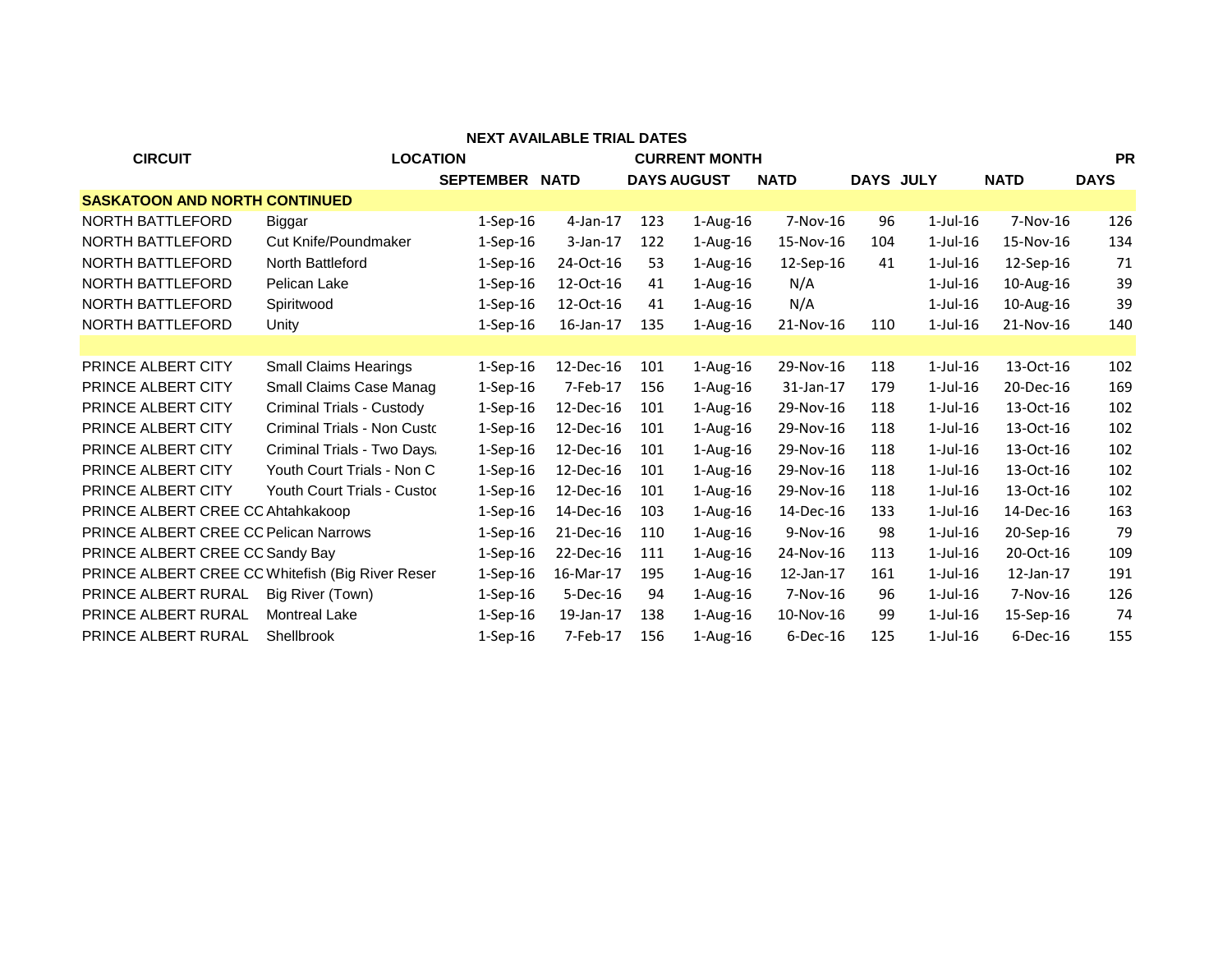| CIRCUIT | LOCATION | NEXT AVAILABLE TRIAL DATES | | | CURRENT MONTH | | | | | PR |
|---|---|---|---|---|---|---|---|---|---|---|
| | | SEPTEMBER | NATD | DAYS | AUGUST | NATD | DAYS | JULY | NATD | DAYS |
| **SASKATOON AND NORTH CONTINUED** | | | | | | | | | | |
| NORTH BATTLEFORD | Biggar | 1-Sep-16 | 4-Jan-17 | 123 | 1-Aug-16 | 7-Nov-16 | 96 | 1-Jul-16 | 7-Nov-16 | 126 |
| NORTH BATTLEFORD | Cut Knife/Poundmaker | 1-Sep-16 | 3-Jan-17 | 122 | 1-Aug-16 | 15-Nov-16 | 104 | 1-Jul-16 | 15-Nov-16 | 134 |
| NORTH BATTLEFORD | North Battleford | 1-Sep-16 | 24-Oct-16 | 53 | 1-Aug-16 | 12-Sep-16 | 41 | 1-Jul-16 | 12-Sep-16 | 71 |
| NORTH BATTLEFORD | Pelican Lake | 1-Sep-16 | 12-Oct-16 | 41 | 1-Aug-16 | N/A | | 1-Jul-16 | 10-Aug-16 | 39 |
| NORTH BATTLEFORD | Spiritwood | 1-Sep-16 | 12-Oct-16 | 41 | 1-Aug-16 | N/A | | 1-Jul-16 | 10-Aug-16 | 39 |
| NORTH BATTLEFORD | Unity | 1-Sep-16 | 16-Jan-17 | 135 | 1-Aug-16 | 21-Nov-16 | 110 | 1-Jul-16 | 21-Nov-16 | 140 |
| | | | | | | | | | | |
| PRINCE ALBERT CITY | Small Claims Hearings | 1-Sep-16 | 12-Dec-16 | 101 | 1-Aug-16 | 29-Nov-16 | 118 | 1-Jul-16 | 13-Oct-16 | 102 |
| PRINCE ALBERT CITY | Small Claims Case Manag | 1-Sep-16 | 7-Feb-17 | 156 | 1-Aug-16 | 31-Jan-17 | 179 | 1-Jul-16 | 20-Dec-16 | 169 |
| PRINCE ALBERT CITY | Criminal Trials - Custody | 1-Sep-16 | 12-Dec-16 | 101 | 1-Aug-16 | 29-Nov-16 | 118 | 1-Jul-16 | 13-Oct-16 | 102 |
| PRINCE ALBERT CITY | Criminal Trials - Non Custo | 1-Sep-16 | 12-Dec-16 | 101 | 1-Aug-16 | 29-Nov-16 | 118 | 1-Jul-16 | 13-Oct-16 | 102 |
| PRINCE ALBERT CITY | Criminal Trials - Two Days | 1-Sep-16 | 12-Dec-16 | 101 | 1-Aug-16 | 29-Nov-16 | 118 | 1-Jul-16 | 13-Oct-16 | 102 |
| PRINCE ALBERT CITY | Youth Court Trials - Non C | 1-Sep-16 | 12-Dec-16 | 101 | 1-Aug-16 | 29-Nov-16 | 118 | 1-Jul-16 | 13-Oct-16 | 102 |
| PRINCE ALBERT CITY | Youth Court Trials - Custod | 1-Sep-16 | 12-Dec-16 | 101 | 1-Aug-16 | 29-Nov-16 | 118 | 1-Jul-16 | 13-Oct-16 | 102 |
| PRINCE ALBERT CREE CC | Ahtahkakoop | 1-Sep-16 | 14-Dec-16 | 103 | 1-Aug-16 | 14-Dec-16 | 133 | 1-Jul-16 | 14-Dec-16 | 163 |
| PRINCE ALBERT CREE CC | Pelican Narrows | 1-Sep-16 | 21-Dec-16 | 110 | 1-Aug-16 | 9-Nov-16 | 98 | 1-Jul-16 | 20-Sep-16 | 79 |
| PRINCE ALBERT CREE CC | Sandy Bay | 1-Sep-16 | 22-Dec-16 | 111 | 1-Aug-16 | 24-Nov-16 | 113 | 1-Jul-16 | 20-Oct-16 | 109 |
| PRINCE ALBERT CREE CC | Whitefish (Big River Reser | 1-Sep-16 | 16-Mar-17 | 195 | 1-Aug-16 | 12-Jan-17 | 161 | 1-Jul-16 | 12-Jan-17 | 191 |
| PRINCE ALBERT RURAL | Big River (Town) | 1-Sep-16 | 5-Dec-16 | 94 | 1-Aug-16 | 7-Nov-16 | 96 | 1-Jul-16 | 7-Nov-16 | 126 |
| PRINCE ALBERT RURAL | Montreal Lake | 1-Sep-16 | 19-Jan-17 | 138 | 1-Aug-16 | 10-Nov-16 | 99 | 1-Jul-16 | 15-Sep-16 | 74 |
| PRINCE ALBERT RURAL | Shellbrook | 1-Sep-16 | 7-Feb-17 | 156 | 1-Aug-16 | 6-Dec-16 | 125 | 1-Jul-16 | 6-Dec-16 | 155 |